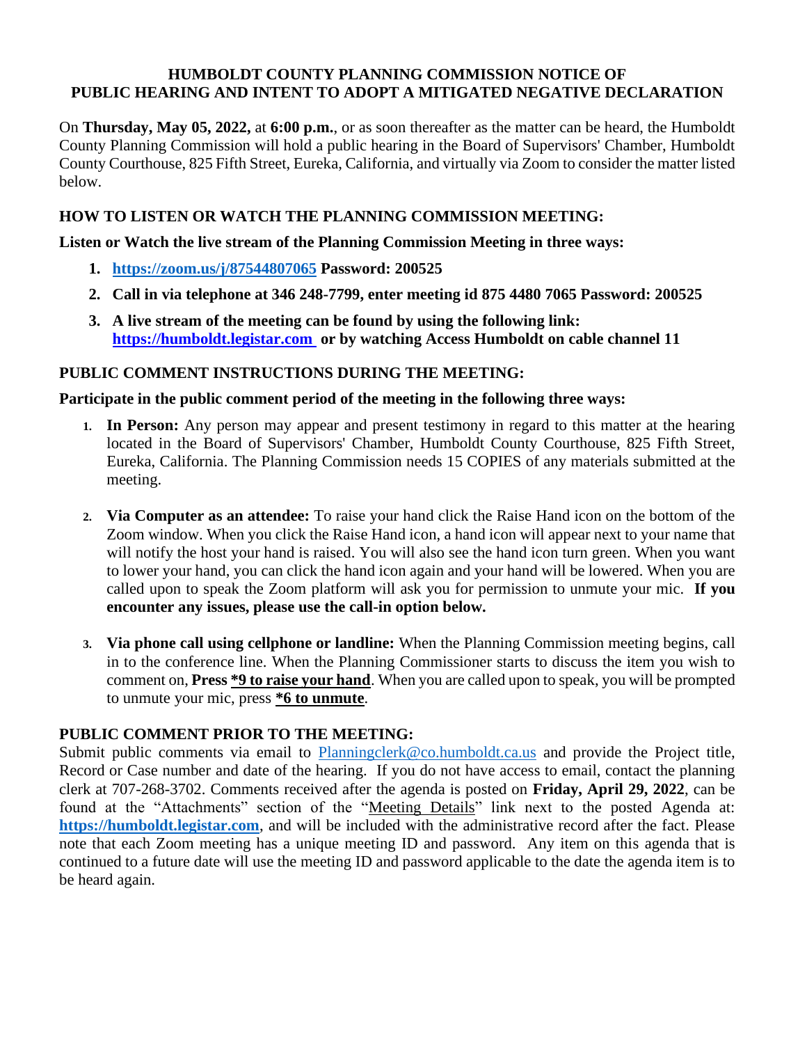# HUMBOLDT COUNTY PLANNING COMMISSION NOTICE OF PUBLIC HEARING AND INTENT TO ADOPT A MITIGATED NEGATIVE DECLARATION

On **Thursday, May 05, 2022,** at **6:00 p.m.**, or as soon thereafter as the matter can be heard, the Humboldt County Planning Commission will hold a public hearing in the Board of Supervisors' Chamber, Humboldt County Courthouse, 825 Fifth Street, Eureka, California, and virtually via Zoom to consider the matter listed below.

## HOW TO LISTEN OR WATCH THE PLANNING COMMISSION MEETING:

**Listen or Watch the live stream of the Planning Commission Meeting in three ways:**

1. **https://zoom.us/j/87544807065 Password: 200525**
2. **Call in via telephone at 346 248-7799, enter meeting id 875 4480 7065 Password: 200525**
3. **A live stream of the meeting can be found by using the following link: https://humboldt.legistar.com or by watching Access Humboldt on cable channel 11**

## PUBLIC COMMENT INSTRUCTIONS DURING THE MEETING:

**Participate in the public comment period of the meeting in the following three ways:**

1. **In Person:** Any person may appear and present testimony in regard to this matter at the hearing located in the Board of Supervisors' Chamber, Humboldt County Courthouse, 825 Fifth Street, Eureka, California. The Planning Commission needs 15 COPIES of any materials submitted at the meeting.

2. **Via Computer as an attendee:** To raise your hand click the Raise Hand icon on the bottom of the Zoom window. When you click the Raise Hand icon, a hand icon will appear next to your name that will notify the host your hand is raised. You will also see the hand icon turn green. When you want to lower your hand, you can click the hand icon again and your hand will be lowered. When you are called upon to speak the Zoom platform will ask you for permission to unmute your mic. **If you encounter any issues, please use the call-in option below.**

3. **Via phone call using cellphone or landline:** When the Planning Commission meeting begins, call in to the conference line. When the Planning Commissioner starts to discuss the item you wish to comment on, **Press *9 to raise your hand**. When you are called upon to speak, you will be prompted to unmute your mic, press ***6 to unmute**.

## PUBLIC COMMENT PRIOR TO THE MEETING:

Submit public comments via email to Planningclerk@co.humboldt.ca.us and provide the Project title, Record or Case number and date of the hearing. If you do not have access to email, contact the planning clerk at 707-268-3702. Comments received after the agenda is posted on **Friday, April 29, 2022**, can be found at the "Attachments" section of the "Meeting Details" link next to the posted Agenda at: **https://humboldt.legistar.com**, and will be included with the administrative record after the fact. Please note that each Zoom meeting has a unique meeting ID and password. Any item on this agenda that is continued to a future date will use the meeting ID and password applicable to the date the agenda item is to be heard again.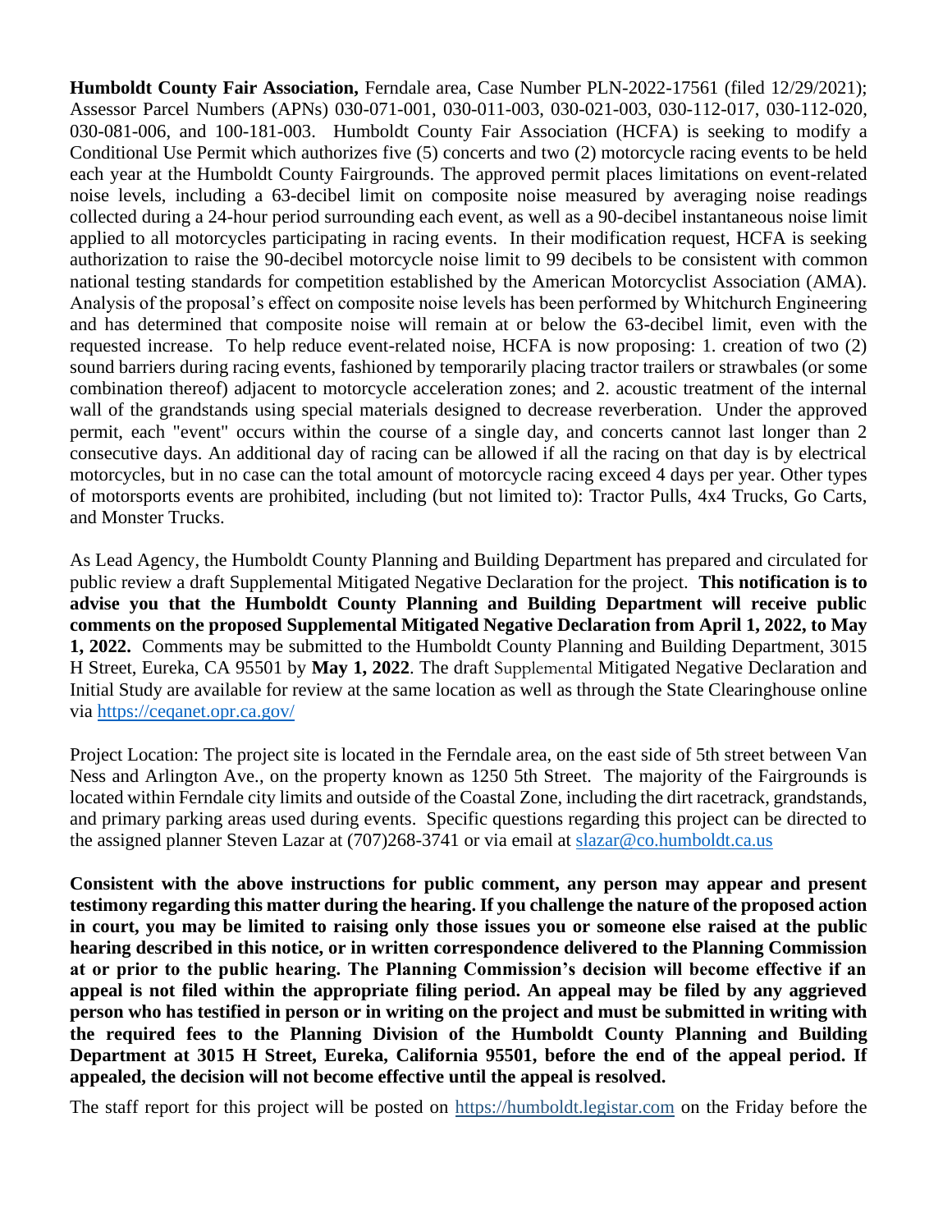**Humboldt County Fair Association,** Ferndale area, Case Number PLN-2022-17561 (filed 12/29/2021); Assessor Parcel Numbers (APNs) 030-071-001, 030-011-003, 030-021-003, 030-112-017, 030-112-020, 030-081-006, and 100-181-003. Humboldt County Fair Association (HCFA) is seeking to modify a Conditional Use Permit which authorizes five (5) concerts and two (2) motorcycle racing events to be held each year at the Humboldt County Fairgrounds. The approved permit places limitations on event-related noise levels, including a 63-decibel limit on composite noise measured by averaging noise readings collected during a 24-hour period surrounding each event, as well as a 90-decibel instantaneous noise limit applied to all motorcycles participating in racing events. In their modification request, HCFA is seeking authorization to raise the 90-decibel motorcycle noise limit to 99 decibels to be consistent with common national testing standards for competition established by the American Motorcyclist Association (AMA). Analysis of the proposal's effect on composite noise levels has been performed by Whitchurch Engineering and has determined that composite noise will remain at or below the 63-decibel limit, even with the requested increase. To help reduce event-related noise, HCFA is now proposing: 1. creation of two (2) sound barriers during racing events, fashioned by temporarily placing tractor trailers or strawbales (or some combination thereof) adjacent to motorcycle acceleration zones; and 2. acoustic treatment of the internal wall of the grandstands using special materials designed to decrease reverberation. Under the approved permit, each "event" occurs within the course of a single day, and concerts cannot last longer than 2 consecutive days. An additional day of racing can be allowed if all the racing on that day is by electrical motorcycles, but in no case can the total amount of motorcycle racing exceed 4 days per year. Other types of motorsports events are prohibited, including (but not limited to): Tractor Pulls, 4x4 Trucks, Go Carts, and Monster Trucks.

As Lead Agency, the Humboldt County Planning and Building Department has prepared and circulated for public review a draft Supplemental Mitigated Negative Declaration for the project. **This notification is to advise you that the Humboldt County Planning and Building Department will receive public comments on the proposed Supplemental Mitigated Negative Declaration from April 1, 2022, to May 1, 2022.** Comments may be submitted to the Humboldt County Planning and Building Department, 3015 H Street, Eureka, CA 95501 by **May 1, 2022**. The draft Supplemental Mitigated Negative Declaration and Initial Study are available for review at the same location as well as through the State Clearinghouse online via https://ceqanet.opr.ca.gov/

Project Location: The project site is located in the Ferndale area, on the east side of 5th street between Van Ness and Arlington Ave., on the property known as 1250 5th Street. The majority of the Fairgrounds is located within Ferndale city limits and outside of the Coastal Zone, including the dirt racetrack, grandstands, and primary parking areas used during events. Specific questions regarding this project can be directed to the assigned planner Steven Lazar at (707)268-3741 or via email at slazar@co.humboldt.ca.us

**Consistent with the above instructions for public comment, any person may appear and present testimony regarding this matter during the hearing. If you challenge the nature of the proposed action in court, you may be limited to raising only those issues you or someone else raised at the public hearing described in this notice, or in written correspondence delivered to the Planning Commission at or prior to the public hearing. The Planning Commission's decision will become effective if an appeal is not filed within the appropriate filing period. An appeal may be filed by any aggrieved person who has testified in person or in writing on the project and must be submitted in writing with the required fees to the Planning Division of the Humboldt County Planning and Building Department at 3015 H Street, Eureka, California 95501, before the end of the appeal period. If appealed, the decision will not become effective until the appeal is resolved.**

The staff report for this project will be posted on https://humboldt.legistar.com on the Friday before the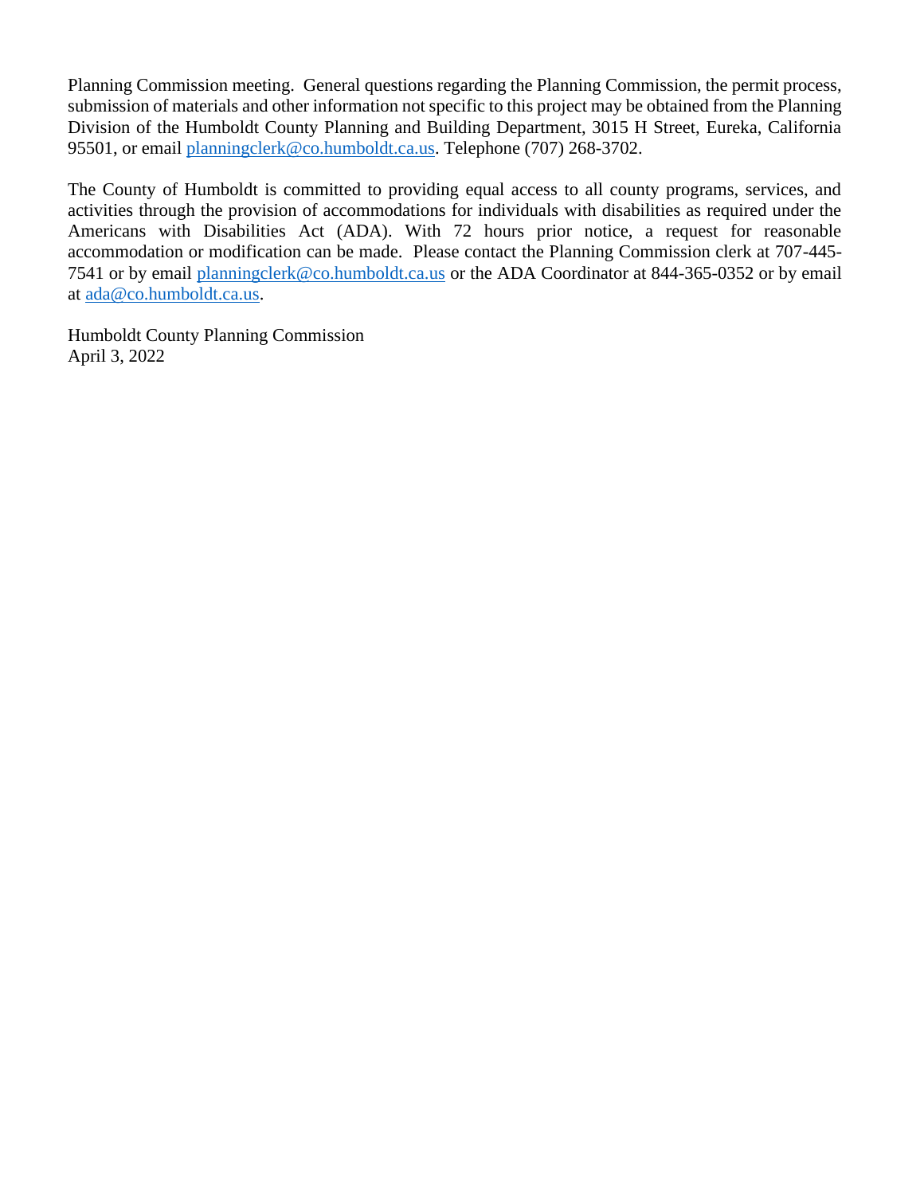Planning Commission meeting. General questions regarding the Planning Commission, the permit process, submission of materials and other information not specific to this project may be obtained from the Planning Division of the Humboldt County Planning and Building Department, 3015 H Street, Eureka, California 95501, or email planningclerk@co.humboldt.ca.us. Telephone (707) 268-3702.

The County of Humboldt is committed to providing equal access to all county programs, services, and activities through the provision of accommodations for individuals with disabilities as required under the Americans with Disabilities Act (ADA). With 72 hours prior notice, a request for reasonable accommodation or modification can be made. Please contact the Planning Commission clerk at 707-445-7541 or by email planningclerk@co.humboldt.ca.us or the ADA Coordinator at 844-365-0352 or by email at ada@co.humboldt.ca.us.

Humboldt County Planning Commission
April 3, 2022